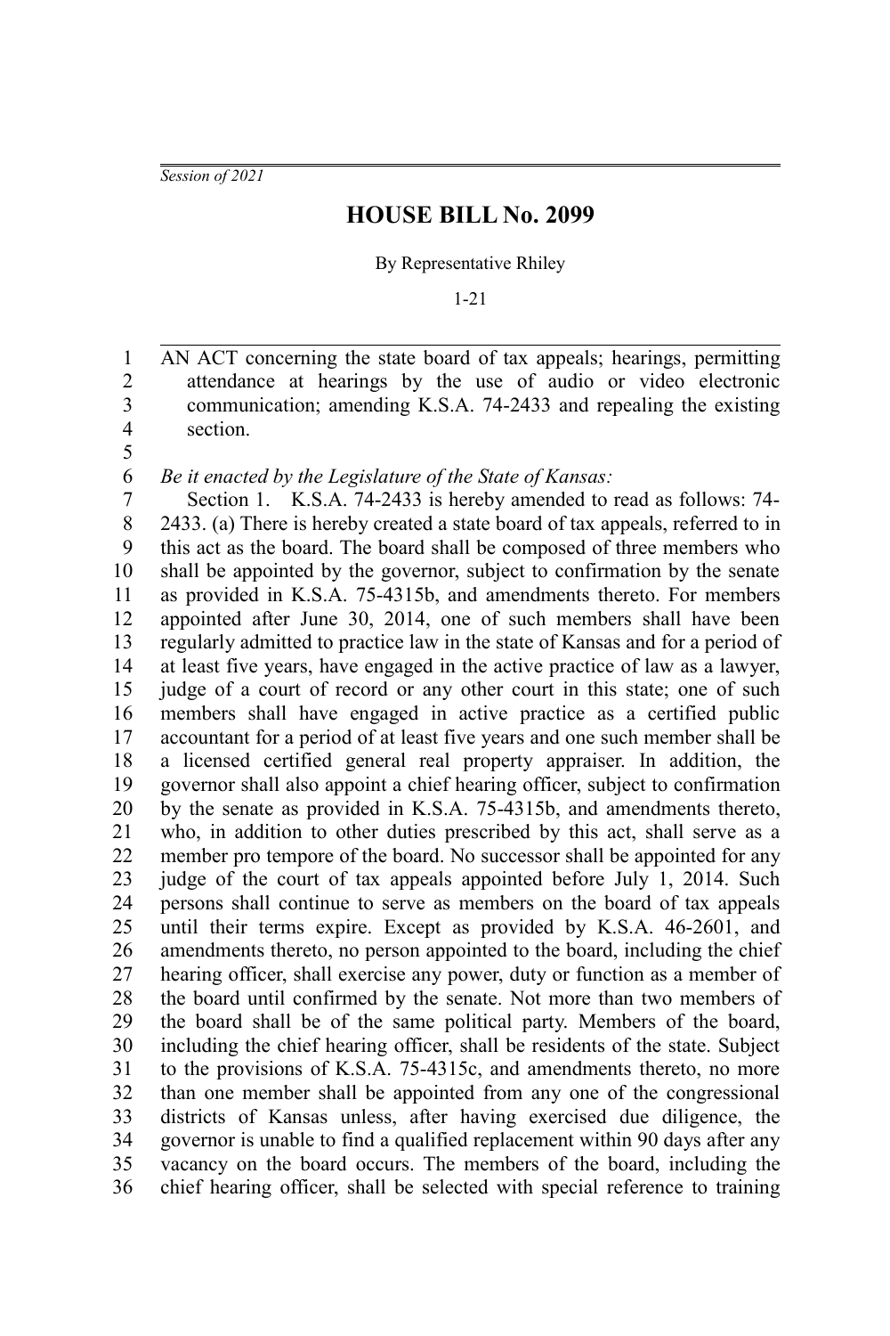*Session of 2021*

# HOUSE BILL No. 2099

By Representative Rhiley

1-21

AN ACT concerning the state board of tax appeals; hearings, permitting attendance at hearings by the use of audio or video electronic communication; amending K.S.A. 74-2433 and repealing the existing section.

*Be it enacted by the Legislature of the State of Kansas:*

Section 1. K.S.A. 74-2433 is hereby amended to read as follows: 74-2433. (a) There is hereby created a state board of tax appeals, referred to in this act as the board. The board shall be composed of three members who shall be appointed by the governor, subject to confirmation by the senate as provided in K.S.A. 75-4315b, and amendments thereto. For members appointed after June 30, 2014, one of such members shall have been regularly admitted to practice law in the state of Kansas and for a period of at least five years, have engaged in the active practice of law as a lawyer, judge of a court of record or any other court in this state; one of such members shall have engaged in active practice as a certified public accountant for a period of at least five years and one such member shall be a licensed certified general real property appraiser. In addition, the governor shall also appoint a chief hearing officer, subject to confirmation by the senate as provided in K.S.A. 75-4315b, and amendments thereto, who, in addition to other duties prescribed by this act, shall serve as a member pro tempore of the board. No successor shall be appointed for any judge of the court of tax appeals appointed before July 1, 2014. Such persons shall continue to serve as members on the board of tax appeals until their terms expire. Except as provided by K.S.A. 46-2601, and amendments thereto, no person appointed to the board, including the chief hearing officer, shall exercise any power, duty or function as a member of the board until confirmed by the senate. Not more than two members of the board shall be of the same political party. Members of the board, including the chief hearing officer, shall be residents of the state. Subject to the provisions of K.S.A. 75-4315c, and amendments thereto, no more than one member shall be appointed from any one of the congressional districts of Kansas unless, after having exercised due diligence, the governor is unable to find a qualified replacement within 90 days after any vacancy on the board occurs. The members of the board, including the chief hearing officer, shall be selected with special reference to training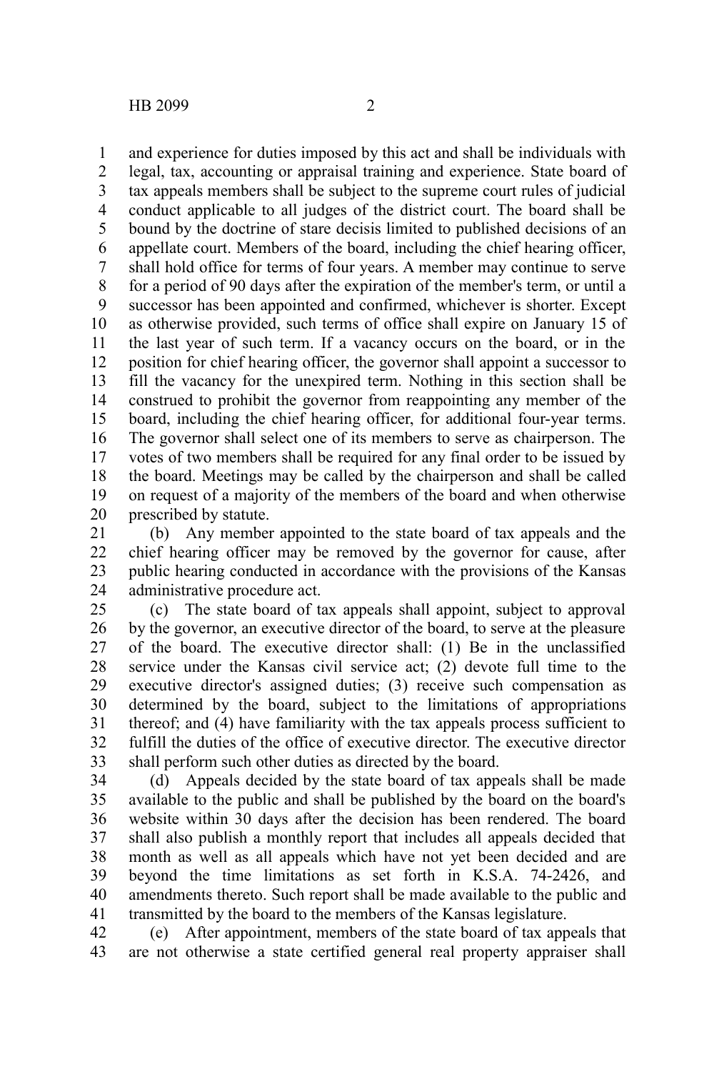and experience for duties imposed by this act and shall be individuals with legal, tax, accounting or appraisal training and experience. State board of tax appeals members shall be subject to the supreme court rules of judicial conduct applicable to all judges of the district court. The board shall be bound by the doctrine of stare decisis limited to published decisions of an appellate court. Members of the board, including the chief hearing officer, shall hold office for terms of four years. A member may continue to serve for a period of 90 days after the expiration of the member's term, or until a successor has been appointed and confirmed, whichever is shorter. Except as otherwise provided, such terms of office shall expire on January 15 of the last year of such term. If a vacancy occurs on the board, or in the position for chief hearing officer, the governor shall appoint a successor to fill the vacancy for the unexpired term. Nothing in this section shall be construed to prohibit the governor from reappointing any member of the board, including the chief hearing officer, for additional four-year terms. The governor shall select one of its members to serve as chairperson. The votes of two members shall be required for any final order to be issued by the board. Meetings may be called by the chairperson and shall be called on request of a majority of the members of the board and when otherwise prescribed by statute.

(b) Any member appointed to the state board of tax appeals and the chief hearing officer may be removed by the governor for cause, after public hearing conducted in accordance with the provisions of the Kansas administrative procedure act.

(c) The state board of tax appeals shall appoint, subject to approval by the governor, an executive director of the board, to serve at the pleasure of the board. The executive director shall: (1) Be in the unclassified service under the Kansas civil service act; (2) devote full time to the executive director's assigned duties; (3) receive such compensation as determined by the board, subject to the limitations of appropriations thereof; and (4) have familiarity with the tax appeals process sufficient to fulfill the duties of the office of executive director. The executive director shall perform such other duties as directed by the board.

(d) Appeals decided by the state board of tax appeals shall be made available to the public and shall be published by the board on the board's website within 30 days after the decision has been rendered. The board shall also publish a monthly report that includes all appeals decided that month as well as all appeals which have not yet been decided and are beyond the time limitations as set forth in K.S.A. 74-2426, and amendments thereto. Such report shall be made available to the public and transmitted by the board to the members of the Kansas legislature.

(e) After appointment, members of the state board of tax appeals that are not otherwise a state certified general real property appraiser shall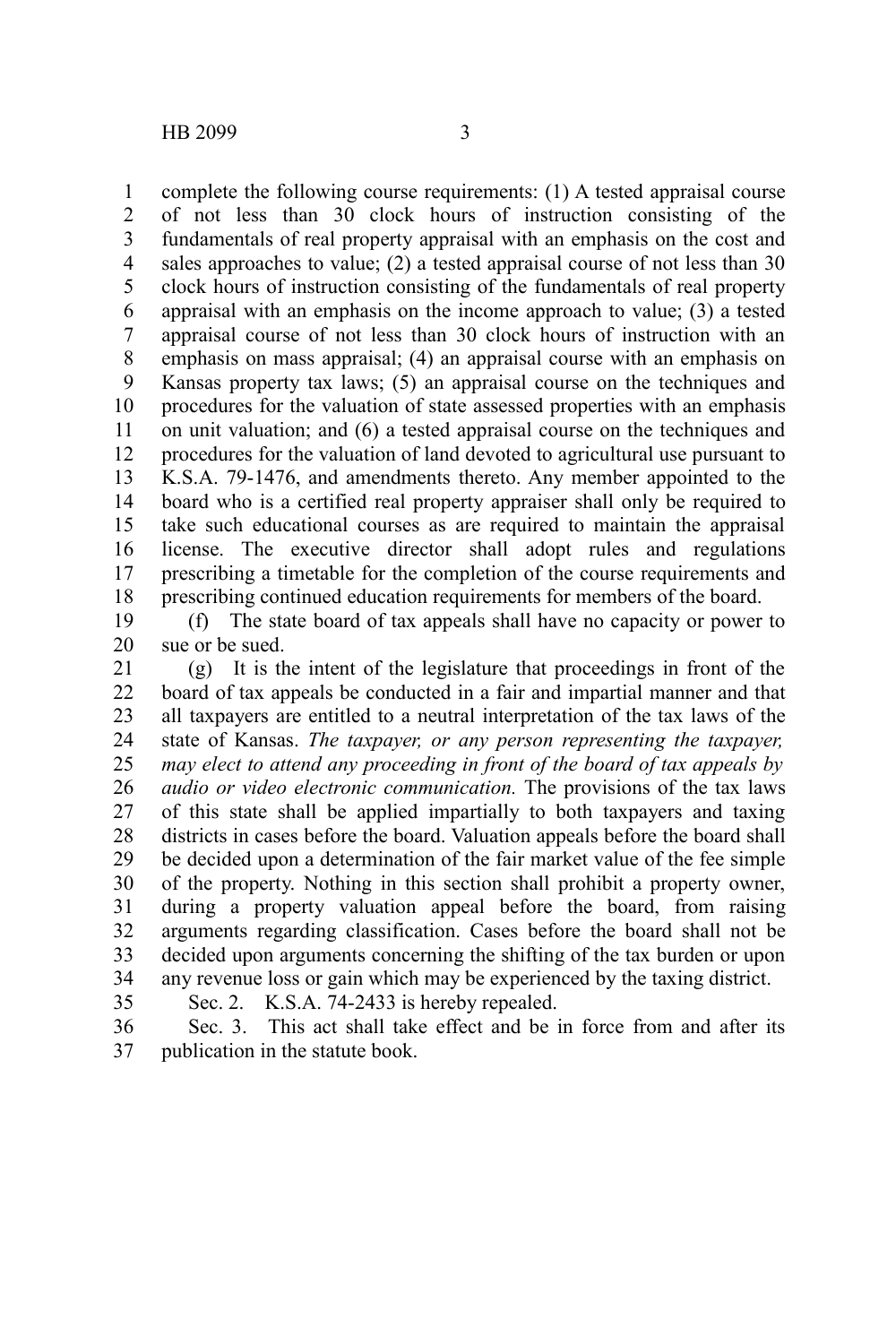complete the following course requirements: (1) A tested appraisal course of not less than 30 clock hours of instruction consisting of the fundamentals of real property appraisal with an emphasis on the cost and sales approaches to value; (2) a tested appraisal course of not less than 30 clock hours of instruction consisting of the fundamentals of real property appraisal with an emphasis on the income approach to value; (3) a tested appraisal course of not less than 30 clock hours of instruction with an emphasis on mass appraisal; (4) an appraisal course with an emphasis on Kansas property tax laws; (5) an appraisal course on the techniques and procedures for the valuation of state assessed properties with an emphasis on unit valuation; and (6) a tested appraisal course on the techniques and procedures for the valuation of land devoted to agricultural use pursuant to K.S.A. 79-1476, and amendments thereto. Any member appointed to the board who is a certified real property appraiser shall only be required to take such educational courses as are required to maintain the appraisal license. The executive director shall adopt rules and regulations prescribing a timetable for the completion of the course requirements and prescribing continued education requirements for members of the board.

(f) The state board of tax appeals shall have no capacity or power to sue or be sued.

(g) It is the intent of the legislature that proceedings in front of the board of tax appeals be conducted in a fair and impartial manner and that all taxpayers are entitled to a neutral interpretation of the tax laws of the state of Kansas. *The taxpayer, or any person representing the taxpayer, may elect to attend any proceeding in front of the board of tax appeals by audio or video electronic communication.* The provisions of the tax laws of this state shall be applied impartially to both taxpayers and taxing districts in cases before the board. Valuation appeals before the board shall be decided upon a determination of the fair market value of the fee simple of the property. Nothing in this section shall prohibit a property owner, during a property valuation appeal before the board, from raising arguments regarding classification. Cases before the board shall not be decided upon arguments concerning the shifting of the tax burden or upon any revenue loss or gain which may be experienced by the taxing district.

Sec. 2. K.S.A. 74-2433 is hereby repealed.

Sec. 3. This act shall take effect and be in force from and after its publication in the statute book.